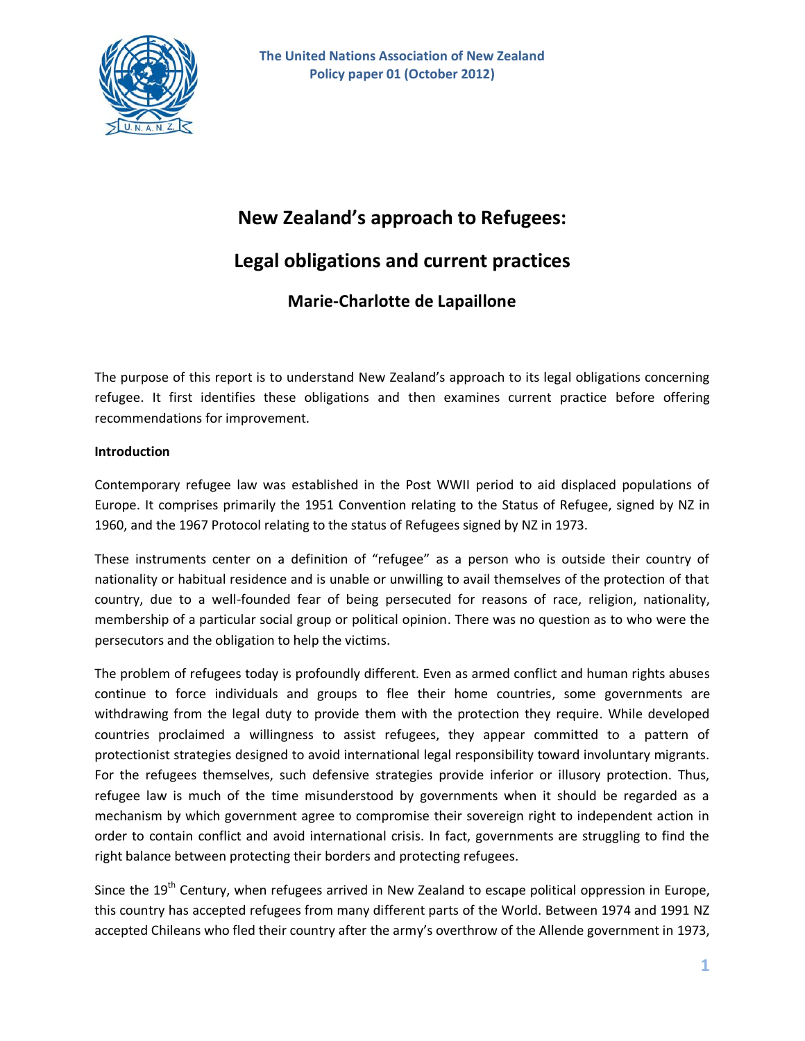The United Nations Association of New Zealand
Policy paper 01 (October 2012)

# New Zealand's approach to Refugees:

# Legal obligations and current practices

### Marie-Charlotte de Lapaillone

The purpose of this report is to understand New Zealand's approach to its legal obligations concerning refugee. It first identifies these obligations and then examines current practice before offering recommendations for improvement.

**Introduction**

Contemporary refugee law was established in the Post WWII period to aid displaced populations of Europe. It comprises primarily the 1951 Convention relating to the Status of Refugee, signed by NZ in 1960, and the 1967 Protocol relating to the status of Refugees signed by NZ in 1973.

These instruments center on a definition of "refugee" as a person who is outside their country of nationality or habitual residence and is unable or unwilling to avail themselves of the protection of that country, due to a well-founded fear of being persecuted for reasons of race, religion, nationality, membership of a particular social group or political opinion. There was no question as to who were the persecutors and the obligation to help the victims.

The problem of refugees today is profoundly different. Even as armed conflict and human rights abuses continue to force individuals and groups to flee their home countries, some governments are withdrawing from the legal duty to provide them with the protection they require. While developed countries proclaimed a willingness to assist refugees, they appear committed to a pattern of protectionist strategies designed to avoid international legal responsibility toward involuntary migrants. For the refugees themselves, such defensive strategies provide inferior or illusory protection. Thus, refugee law is much of the time misunderstood by governments when it should be regarded as a mechanism by which government agree to compromise their sovereign right to independent action in order to contain conflict and avoid international crisis. In fact, governments are struggling to find the right balance between protecting their borders and protecting refugees.

Since the 19th Century, when refugees arrived in New Zealand to escape political oppression in Europe, this country has accepted refugees from many different parts of the World. Between 1974 and 1991 NZ accepted Chileans who fled their country after the army's overthrow of the Allende government in 1973,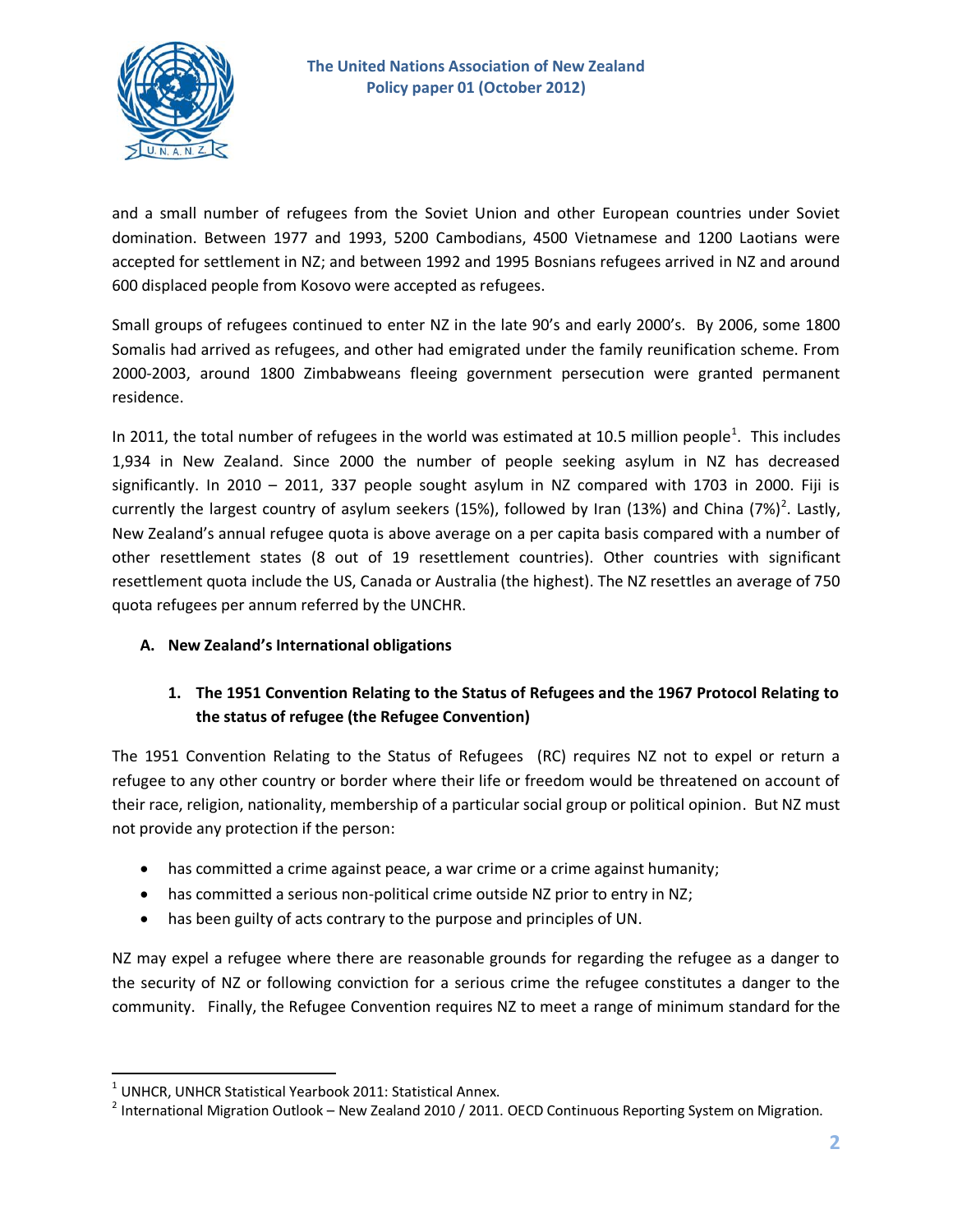and a small number of refugees from the Soviet Union and other European countries under Soviet domination. Between 1977 and 1993, 5200 Cambodians, 4500 Vietnamese and 1200 Laotians were accepted for settlement in NZ; and between 1992 and 1995 Bosnians refugees arrived in NZ and around 600 displaced people from Kosovo were accepted as refugees.

Small groups of refugees continued to enter NZ in the late 90's and early 2000's. By 2006, some 1800 Somalis had arrived as refugees, and other had emigrated under the family reunification scheme. From 2000-2003, around 1800 Zimbabweans fleeing government persecution were granted permanent residence.

In 2011, the total number of refugees in the world was estimated at 10.5 million people[1]. This includes 1,934 in New Zealand. Since 2000 the number of people seeking asylum in NZ has decreased significantly. In 2010 – 2011, 337 people sought asylum in NZ compared with 1703 in 2000. Fiji is currently the largest country of asylum seekers (15%), followed by Iran (13%) and China (7%)[2]. Lastly, New Zealand's annual refugee quota is above average on a per capita basis compared with a number of other resettlement states (8 out of 19 resettlement countries). Other countries with significant resettlement quota include the US, Canada or Australia (the highest). The NZ resettles an average of 750 quota refugees per annum referred by the UNCHR.

## A. New Zealand's International obligations

### 1. The 1951 Convention Relating to the Status of Refugees and the 1967 Protocol Relating to the status of refugee (the Refugee Convention)

The 1951 Convention Relating to the Status of Refugees (RC) requires NZ not to expel or return a refugee to any other country or border where their life or freedom would be threatened on account of their race, religion, nationality, membership of a particular social group or political opinion. But NZ must not provide any protection if the person:

- has committed a crime against peace, a war crime or a crime against humanity;
- has committed a serious non-political crime outside NZ prior to entry in NZ;
- has been guilty of acts contrary to the purpose and principles of UN.

NZ may expel a refugee where there are reasonable grounds for regarding the refugee as a danger to the security of NZ or following conviction for a serious crime the refugee constitutes a danger to the community. Finally, the Refugee Convention requires NZ to meet a range of minimum standard for the

---

[1] UNHCR, UNHCR Statistical Yearbook 2011: Statistical Annex.

[2] International Migration Outlook – New Zealand 2010 / 2011. OECD Continuous Reporting System on Migration.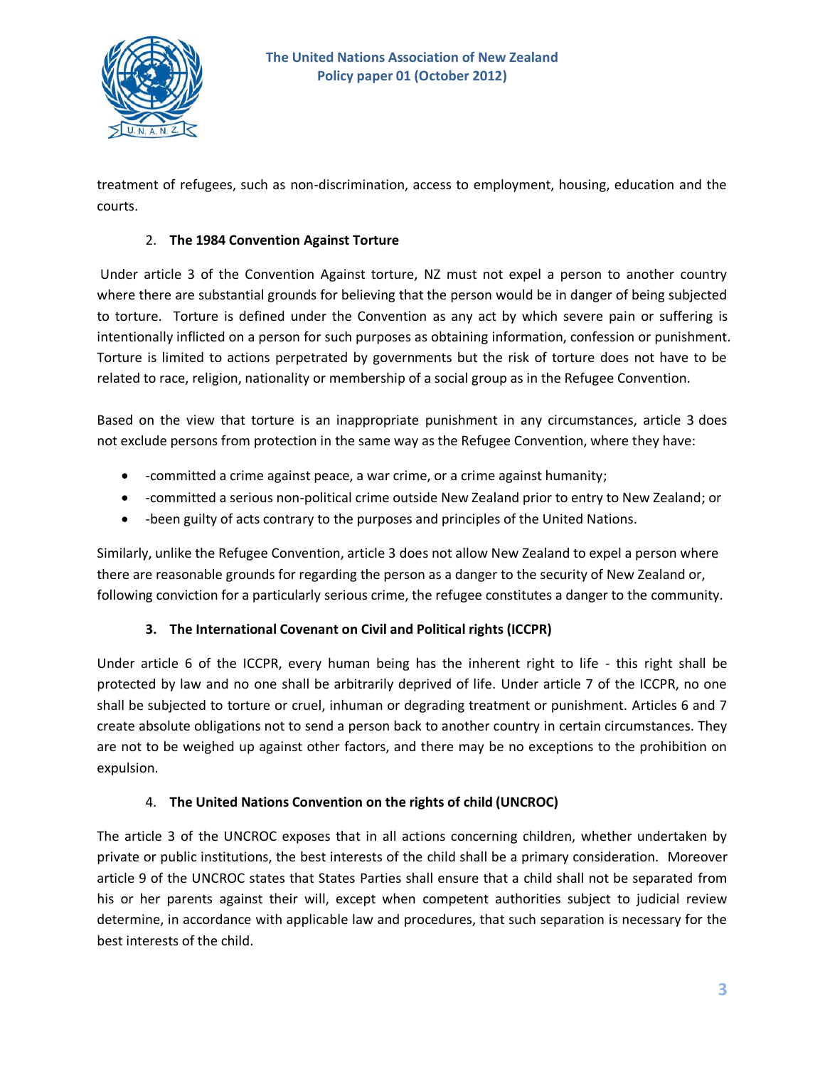treatment of refugees, such as non-discrimination, access to employment, housing, education and the courts.

2. **The 1984 Convention Against Torture**

Under article 3 of the Convention Against torture, NZ must not expel a person to another country where there are substantial grounds for believing that the person would be in danger of being subjected to torture. Torture is defined under the Convention as any act by which severe pain or suffering is intentionally inflicted on a person for such purposes as obtaining information, confession or punishment. Torture is limited to actions perpetrated by governments but the risk of torture does not have to be related to race, religion, nationality or membership of a social group as in the Refugee Convention.

Based on the view that torture is an inappropriate punishment in any circumstances, article 3 does not exclude persons from protection in the same way as the Refugee Convention, where they have:

- -committed a crime against peace, a war crime, or a crime against humanity;
- -committed a serious non-political crime outside New Zealand prior to entry to New Zealand; or
- -been guilty of acts contrary to the purposes and principles of the United Nations.

Similarly, unlike the Refugee Convention, article 3 does not allow New Zealand to expel a person where there are reasonable grounds for regarding the person as a danger to the security of New Zealand or, following conviction for a particularly serious crime, the refugee constitutes a danger to the community.

3. **The International Covenant on Civil and Political rights (ICCPR)**

Under article 6 of the ICCPR, every human being has the inherent right to life - this right shall be protected by law and no one shall be arbitrarily deprived of life. Under article 7 of the ICCPR, no one shall be subjected to torture or cruel, inhuman or degrading treatment or punishment. Articles 6 and 7 create absolute obligations not to send a person back to another country in certain circumstances. They are not to be weighed up against other factors, and there may be no exceptions to the prohibition on expulsion.

4. **The United Nations Convention on the rights of child (UNCROC)**

The article 3 of the UNCROC exposes that in all actions concerning children, whether undertaken by private or public institutions, the best interests of the child shall be a primary consideration. Moreover article 9 of the UNCROC states that States Parties shall ensure that a child shall not be separated from his or her parents against their will, except when competent authorities subject to judicial review determine, in accordance with applicable law and procedures, that such separation is necessary for the best interests of the child.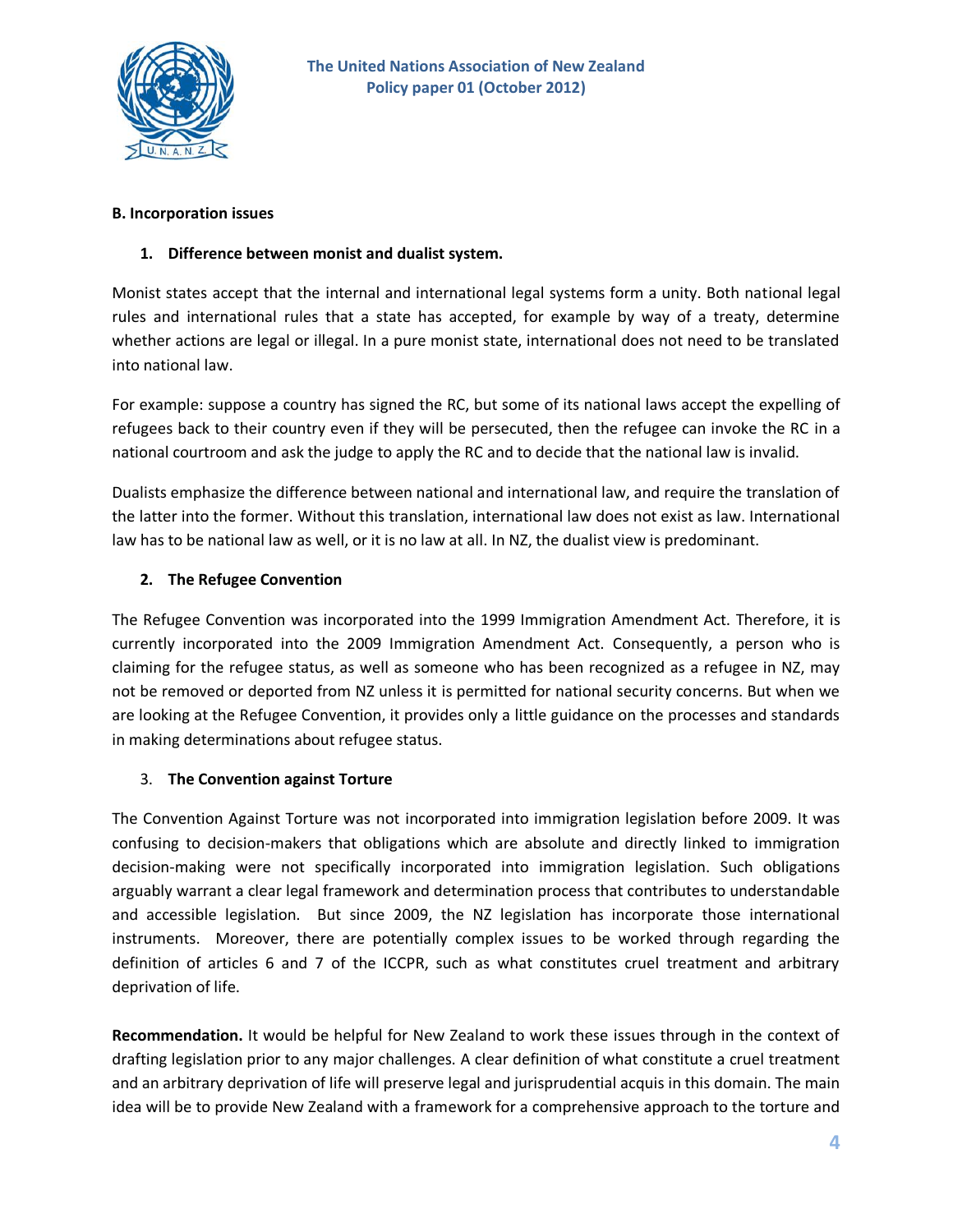**B. Incorporation issues**

1. **Difference between monist and dualist system.**

Monist states accept that the internal and international legal systems form a unity. Both national legal rules and international rules that a state has accepted, for example by way of a treaty, determine whether actions are legal or illegal. In a pure monist state, international does not need to be translated into national law.

For example: suppose a country has signed the RC, but some of its national laws accept the expelling of refugees back to their country even if they will be persecuted, then the refugee can invoke the RC in a national courtroom and ask the judge to apply the RC and to decide that the national law is invalid.

Dualists emphasize the difference between national and international law, and require the translation of the latter into the former. Without this translation, international law does not exist as law. International law has to be national law as well, or it is no law at all. In NZ, the dualist view is predominant.

2. **The Refugee Convention**

The Refugee Convention was incorporated into the 1999 Immigration Amendment Act. Therefore, it is currently incorporated into the 2009 Immigration Amendment Act. Consequently, a person who is claiming for the refugee status, as well as someone who has been recognized as a refugee in NZ, may not be removed or deported from NZ unless it is permitted for national security concerns. But when we are looking at the Refugee Convention, it provides only a little guidance on the processes and standards in making determinations about refugee status.

3. **The Convention against Torture**

The Convention Against Torture was not incorporated into immigration legislation before 2009. It was confusing to decision-makers that obligations which are absolute and directly linked to immigration decision-making were not specifically incorporated into immigration legislation. Such obligations arguably warrant a clear legal framework and determination process that contributes to understandable and accessible legislation. But since 2009, the NZ legislation has incorporate those international instruments. Moreover, there are potentially complex issues to be worked through regarding the definition of articles 6 and 7 of the ICCPR, such as what constitutes cruel treatment and arbitrary deprivation of life.

**Recommendation.** It would be helpful for New Zealand to work these issues through in the context of drafting legislation prior to any major challenges. A clear definition of what constitute a cruel treatment and an arbitrary deprivation of life will preserve legal and jurisprudential acquis in this domain. The main idea will be to provide New Zealand with a framework for a comprehensive approach to the torture and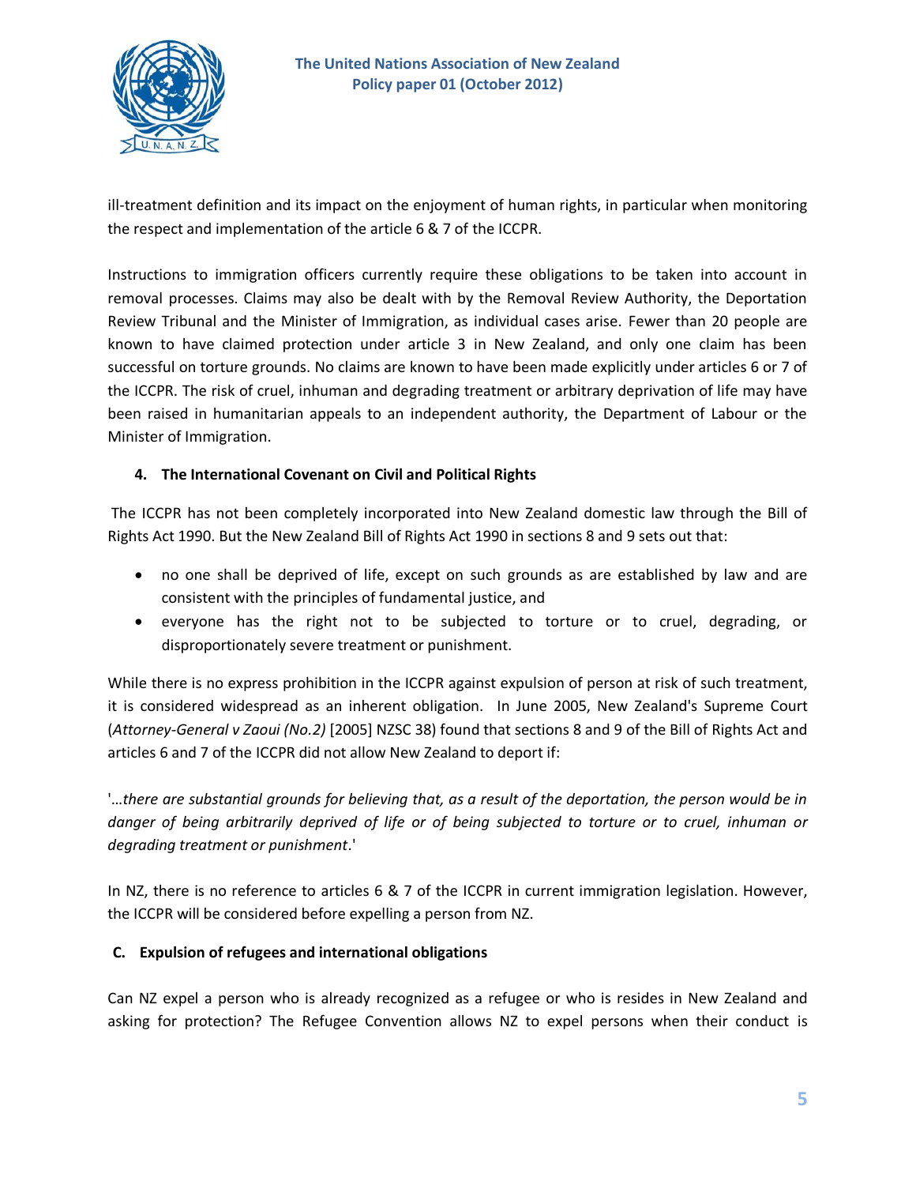ill-treatment definition and its impact on the enjoyment of human rights, in particular when monitoring the respect and implementation of the article 6 & 7 of the ICCPR.

Instructions to immigration officers currently require these obligations to be taken into account in removal processes. Claims may also be dealt with by the Removal Review Authority, the Deportation Review Tribunal and the Minister of Immigration, as individual cases arise. Fewer than 20 people are known to have claimed protection under article 3 in New Zealand, and only one claim has been successful on torture grounds. No claims are known to have been made explicitly under articles 6 or 7 of the ICCPR. The risk of cruel, inhuman and degrading treatment or arbitrary deprivation of life may have been raised in humanitarian appeals to an independent authority, the Department of Labour or the Minister of Immigration.

### 4. The International Covenant on Civil and Political Rights

The ICCPR has not been completely incorporated into New Zealand domestic law through the Bill of Rights Act 1990. But the New Zealand Bill of Rights Act 1990 in sections 8 and 9 sets out that:

- no one shall be deprived of life, except on such grounds as are established by law and are consistent with the principles of fundamental justice, and
- everyone has the right not to be subjected to torture or to cruel, degrading, or disproportionately severe treatment or punishment.

While there is no express prohibition in the ICCPR against expulsion of person at risk of such treatment, it is considered widespread as an inherent obligation. In June 2005, New Zealand's Supreme Court (*Attorney-General v Zaoui (No.2)* [2005] NZSC 38) found that sections 8 and 9 of the Bill of Rights Act and articles 6 and 7 of the ICCPR did not allow New Zealand to deport if:

'*…there are substantial grounds for believing that, as a result of the deportation, the person would be in danger of being arbitrarily deprived of life or of being subjected to torture or to cruel, inhuman or degrading treatment or punishment*.'

In NZ, there is no reference to articles 6 & 7 of the ICCPR in current immigration legislation. However, the ICCPR will be considered before expelling a person from NZ.

## C. Expulsion of refugees and international obligations

Can NZ expel a person who is already recognized as a refugee or who is resides in New Zealand and asking for protection? The Refugee Convention allows NZ to expel persons when their conduct is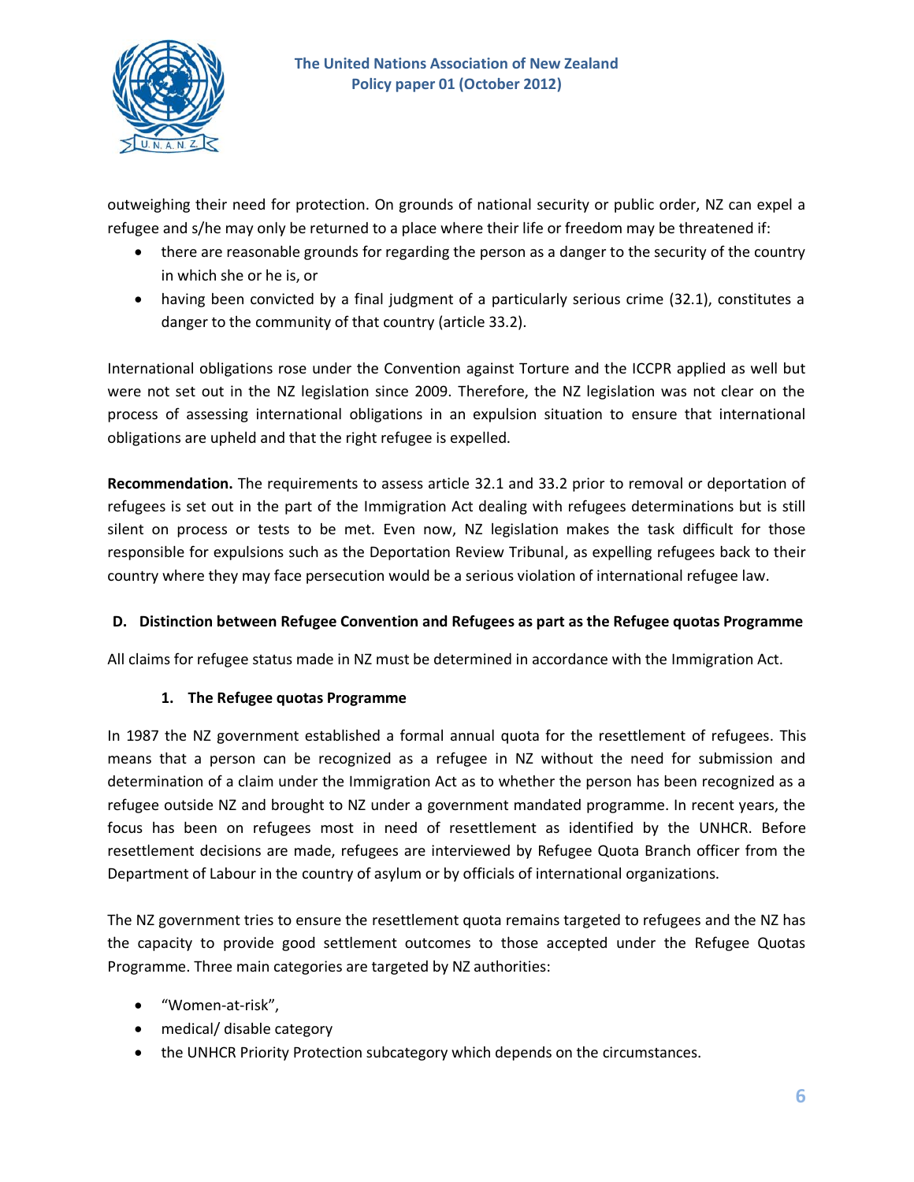outweighing their need for protection. On grounds of national security or public order, NZ can expel a refugee and s/he may only be returned to a place where their life or freedom may be threatened if:

- there are reasonable grounds for regarding the person as a danger to the security of the country in which she or he is, or
- having been convicted by a final judgment of a particularly serious crime (32.1), constitutes a danger to the community of that country (article 33.2).

International obligations rose under the Convention against Torture and the ICCPR applied as well but were not set out in the NZ legislation since 2009. Therefore, the NZ legislation was not clear on the process of assessing international obligations in an expulsion situation to ensure that international obligations are upheld and that the right refugee is expelled.

**Recommendation.** The requirements to assess article 32.1 and 33.2 prior to removal or deportation of refugees is set out in the part of the Immigration Act dealing with refugees determinations but is still silent on process or tests to be met. Even now, NZ legislation makes the task difficult for those responsible for expulsions such as the Deportation Review Tribunal, as expelling refugees back to their country where they may face persecution would be a serious violation of international refugee law.

### D. Distinction between Refugee Convention and Refugees as part as the Refugee quotas Programme

All claims for refugee status made in NZ must be determined in accordance with the Immigration Act.

#### 1. The Refugee quotas Programme

In 1987 the NZ government established a formal annual quota for the resettlement of refugees. This means that a person can be recognized as a refugee in NZ without the need for submission and determination of a claim under the Immigration Act as to whether the person has been recognized as a refugee outside NZ and brought to NZ under a government mandated programme. In recent years, the focus has been on refugees most in need of resettlement as identified by the UNHCR. Before resettlement decisions are made, refugees are interviewed by Refugee Quota Branch officer from the Department of Labour in the country of asylum or by officials of international organizations.

The NZ government tries to ensure the resettlement quota remains targeted to refugees and the NZ has the capacity to provide good settlement outcomes to those accepted under the Refugee Quotas Programme. Three main categories are targeted by NZ authorities:

- "Women-at-risk",
- medical/ disable category
- the UNHCR Priority Protection subcategory which depends on the circumstances.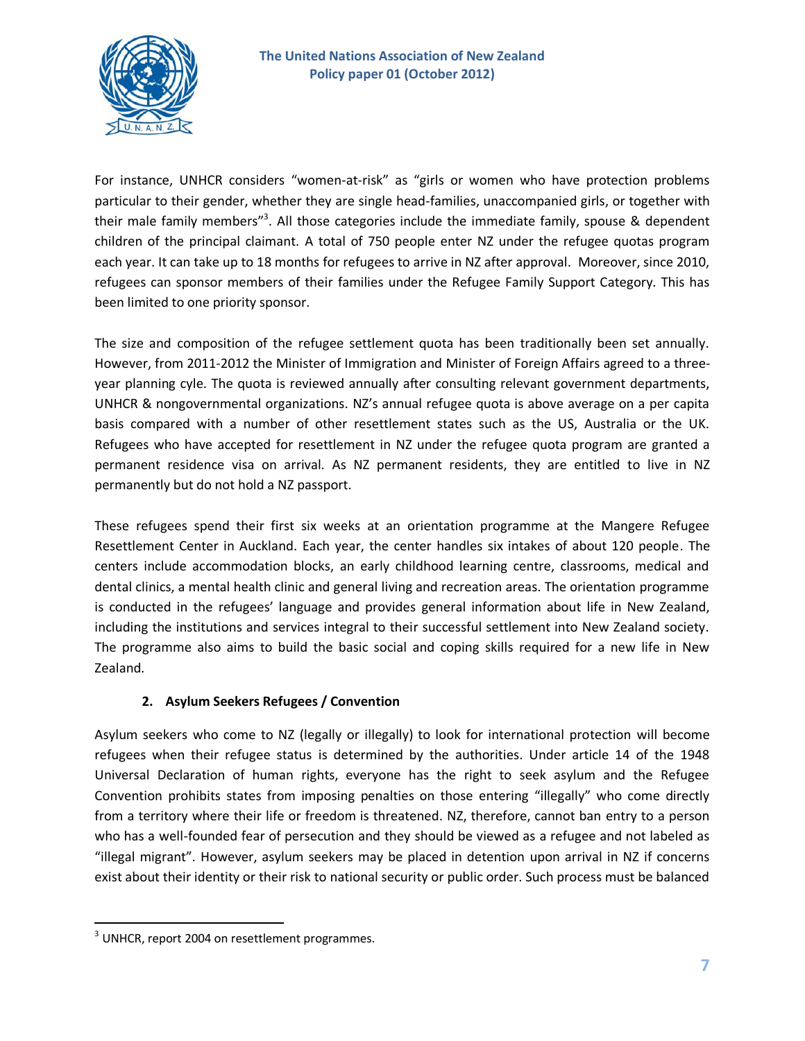For instance, UNHCR considers "women-at-risk" as "girls or women who have protection problems particular to their gender, whether they are single head-families, unaccompanied girls, or together with their male family members"[3]. All those categories include the immediate family, spouse & dependent children of the principal claimant. A total of 750 people enter NZ under the refugee quotas program each year. It can take up to 18 months for refugees to arrive in NZ after approval. Moreover, since 2010, refugees can sponsor members of their families under the Refugee Family Support Category. This has been limited to one priority sponsor.

The size and composition of the refugee settlement quota has been traditionally been set annually. However, from 2011-2012 the Minister of Immigration and Minister of Foreign Affairs agreed to a three-year planning cyle. The quota is reviewed annually after consulting relevant government departments, UNHCR & nongovernmental organizations. NZ's annual refugee quota is above average on a per capita basis compared with a number of other resettlement states such as the US, Australia or the UK. Refugees who have accepted for resettlement in NZ under the refugee quota program are granted a permanent residence visa on arrival. As NZ permanent residents, they are entitled to live in NZ permanently but do not hold a NZ passport.

These refugees spend their first six weeks at an orientation programme at the Mangere Refugee Resettlement Center in Auckland. Each year, the center handles six intakes of about 120 people. The centers include accommodation blocks, an early childhood learning centre, classrooms, medical and dental clinics, a mental health clinic and general living and recreation areas. The orientation programme is conducted in the refugees' language and provides general information about life in New Zealand, including the institutions and services integral to their successful settlement into New Zealand society. The programme also aims to build the basic social and coping skills required for a new life in New Zealand.

### 2. Asylum Seekers Refugees / Convention

Asylum seekers who come to NZ (legally or illegally) to look for international protection will become refugees when their refugee status is determined by the authorities. Under article 14 of the 1948 Universal Declaration of human rights, everyone has the right to seek asylum and the Refugee Convention prohibits states from imposing penalties on those entering "illegally" who come directly from a territory where their life or freedom is threatened. NZ, therefore, cannot ban entry to a person who has a well-founded fear of persecution and they should be viewed as a refugee and not labeled as "illegal migrant". However, asylum seekers may be placed in detention upon arrival in NZ if concerns exist about their identity or their risk to national security or public order. Such process must be balanced

[3] UNHCR, report 2004 on resettlement programmes.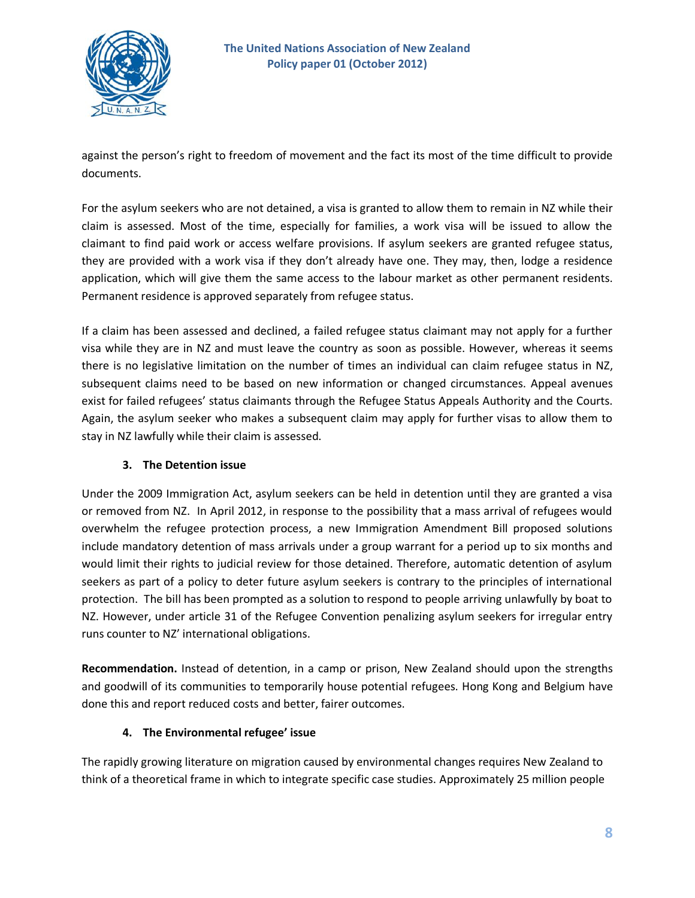against the person's right to freedom of movement and the fact its most of the time difficult to provide documents.

For the asylum seekers who are not detained, a visa is granted to allow them to remain in NZ while their claim is assessed. Most of the time, especially for families, a work visa will be issued to allow the claimant to find paid work or access welfare provisions. If asylum seekers are granted refugee status, they are provided with a work visa if they don't already have one. They may, then, lodge a residence application, which will give them the same access to the labour market as other permanent residents. Permanent residence is approved separately from refugee status.

If a claim has been assessed and declined, a failed refugee status claimant may not apply for a further visa while they are in NZ and must leave the country as soon as possible. However, whereas it seems there is no legislative limitation on the number of times an individual can claim refugee status in NZ, subsequent claims need to be based on new information or changed circumstances. Appeal avenues exist for failed refugees' status claimants through the Refugee Status Appeals Authority and the Courts. Again, the asylum seeker who makes a subsequent claim may apply for further visas to allow them to stay in NZ lawfully while their claim is assessed.

### 3. The Detention issue

Under the 2009 Immigration Act, asylum seekers can be held in detention until they are granted a visa or removed from NZ. In April 2012, in response to the possibility that a mass arrival of refugees would overwhelm the refugee protection process, a new Immigration Amendment Bill proposed solutions include mandatory detention of mass arrivals under a group warrant for a period up to six months and would limit their rights to judicial review for those detained. Therefore, automatic detention of asylum seekers as part of a policy to deter future asylum seekers is contrary to the principles of international protection. The bill has been prompted as a solution to respond to people arriving unlawfully by boat to NZ. However, under article 31 of the Refugee Convention penalizing asylum seekers for irregular entry runs counter to NZ' international obligations.

**Recommendation.** Instead of detention, in a camp or prison, New Zealand should upon the strengths and goodwill of its communities to temporarily house potential refugees. Hong Kong and Belgium have done this and report reduced costs and better, fairer outcomes.

### 4. The Environmental refugee' issue

The rapidly growing literature on migration caused by environmental changes requires New Zealand to think of a theoretical frame in which to integrate specific case studies. Approximately 25 million people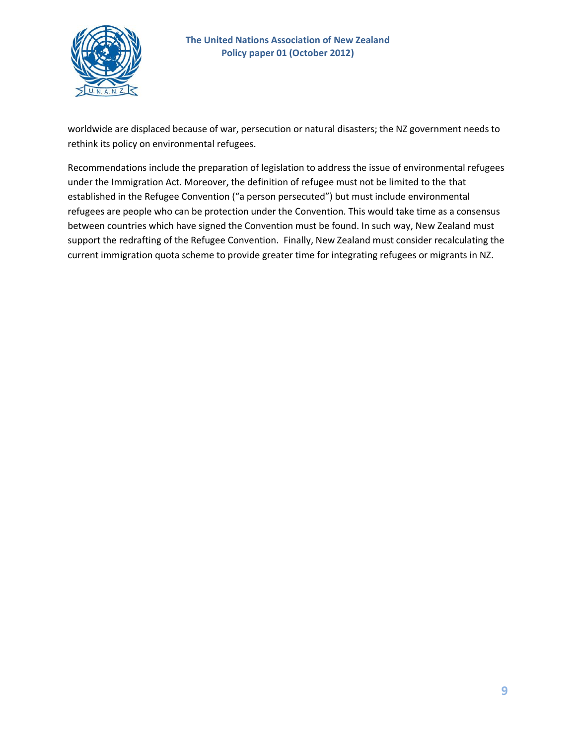worldwide are displaced because of war, persecution or natural disasters; the NZ government needs to rethink its policy on environmental refugees.

Recommendations include the preparation of legislation to address the issue of environmental refugees under the Immigration Act. Moreover, the definition of refugee must not be limited to the that established in the Refugee Convention ("a person persecuted") but must include environmental refugees are people who can be protection under the Convention. This would take time as a consensus between countries which have signed the Convention must be found. In such way, New Zealand must support the redrafting of the Refugee Convention.  Finally, New Zealand must consider recalculating the current immigration quota scheme to provide greater time for integrating refugees or migrants in NZ.